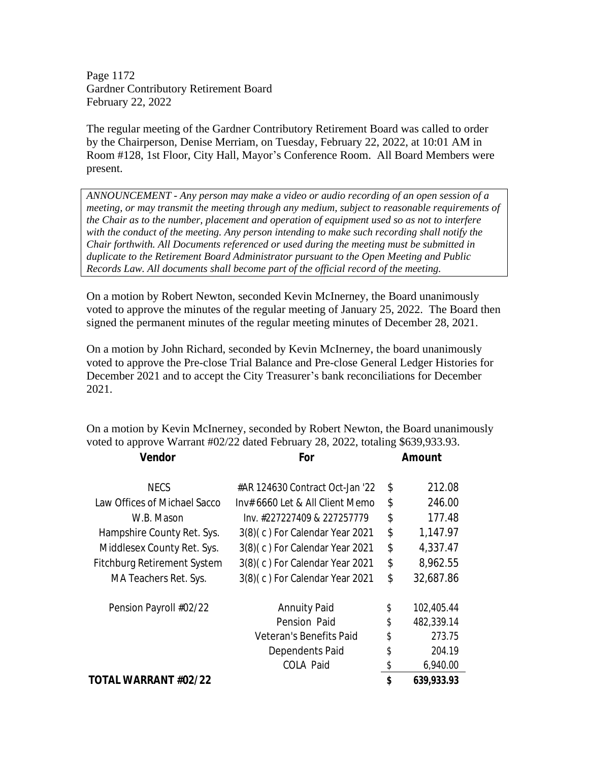Page 1172
Gardner Contributory Retirement Board
February 22, 2022

The regular meeting of the Gardner Contributory Retirement Board was called to order by the Chairperson, Denise Merriam, on Tuesday, February 22, 2022, at 10:01 AM in Room #128, 1st Floor, City Hall, Mayor's Conference Room. All Board Members were present.

*ANNOUNCEMENT - Any person may make a video or audio recording of an open session of a meeting, or may transmit the meeting through any medium, subject to reasonable requirements of the Chair as to the number, placement and operation of equipment used so as not to interfere with the conduct of the meeting. Any person intending to make such recording shall notify the Chair forthwith. All Documents referenced or used during the meeting must be submitted in duplicate to the Retirement Board Administrator pursuant to the Open Meeting and Public Records Law. All documents shall become part of the official record of the meeting.*

On a motion by Robert Newton, seconded Kevin McInerney, the Board unanimously voted to approve the minutes of the regular meeting of January 25, 2022. The Board then signed the permanent minutes of the regular meeting minutes of December 28, 2021.

On a motion by John Richard, seconded by Kevin McInerney, the board unanimously voted to approve the Pre-close Trial Balance and Pre-close General Ledger Histories for December 2021 and to accept the City Treasurer's bank reconciliations for December 2021.

On a motion by Kevin McInerney, seconded by Robert Newton, the Board unanimously voted to approve Warrant #02/22 dated February 28, 2022, totaling $639,933.93.

| Vendor | For | Amount |
|---|---|---|
| NECS | #AR 124630 Contract Oct-Jan '22 | $ 212.08 |
| Law Offices of Michael Sacco | Inv# 6660 Let & All Client Memo | $ 246.00 |
| W.B. Mason | Inv. #227227409 & 227257779 | $ 177.48 |
| Hampshire County Ret. Sys. | 3(8)( c ) For Calendar Year 2021 | $ 1,147.97 |
| Middlesex County Ret. Sys. | 3(8)( c ) For Calendar Year 2021 | $ 4,337.47 |
| Fitchburg Retirement System | 3(8)( c ) For Calendar Year 2021 | $ 8,962.55 |
| MA Teachers Ret. Sys. | 3(8)( c ) For Calendar Year 2021 | $ 32,687.86 |
| Pension Payroll #02/22 | Annuity Paid | $ 102,405.44 |
| | Pension Paid | $ 482,339.14 |
| | Veteran's Benefits Paid | $ 273.75 |
| | Dependents Paid | $ 204.19 |
| | COLA Paid | $ 6,940.00 |
| **TOTAL WARRANT #02/22** | | **$ 639,933.93** |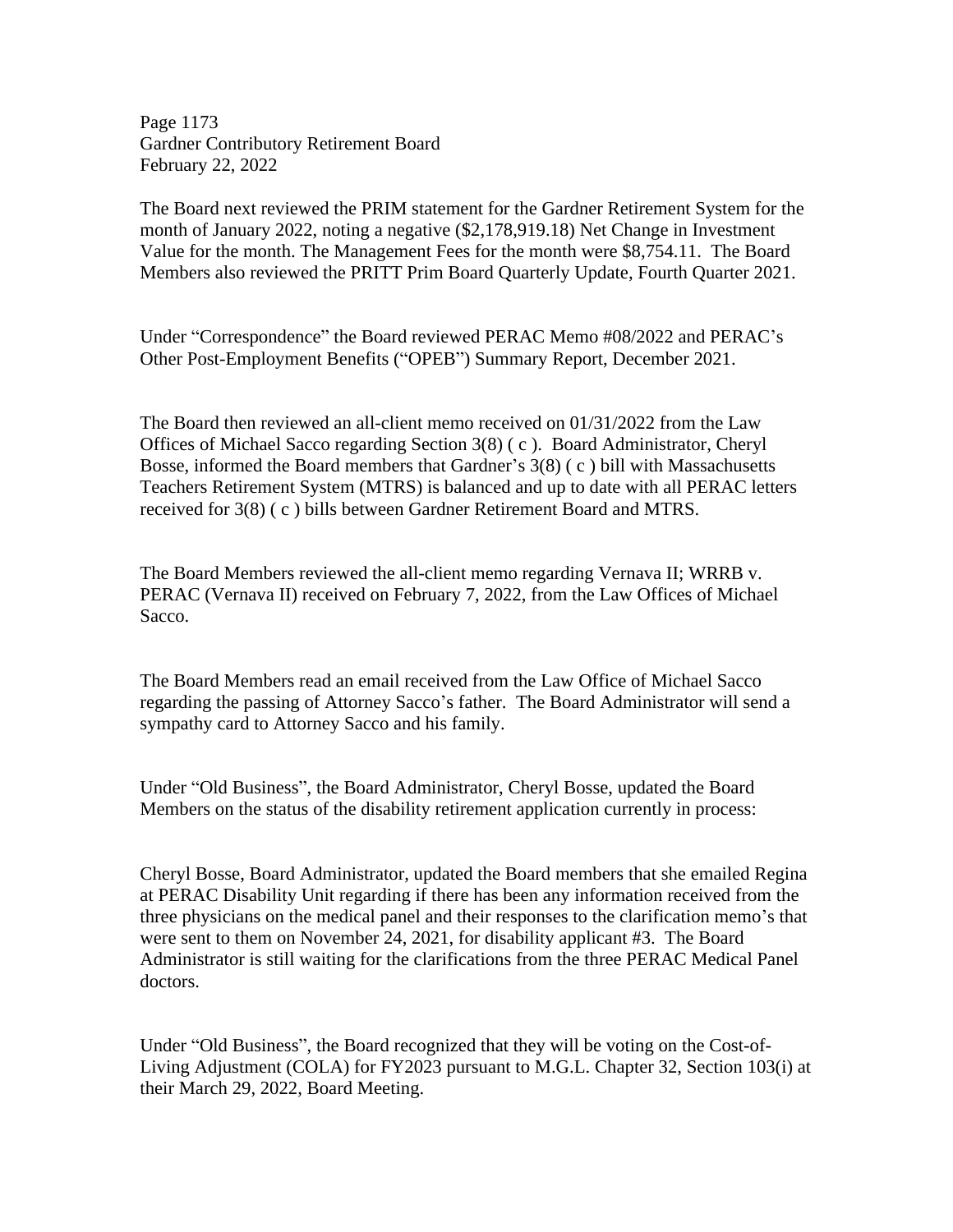The Board next reviewed the PRIM statement for the Gardner Retirement System for the month of January 2022, noting a negative ($2,178,919.18) Net Change in Investment Value for the month. The Management Fees for the month were $8,754.11. The Board Members also reviewed the PRITT Prim Board Quarterly Update, Fourth Quarter 2021.

Under "Correspondence" the Board reviewed PERAC Memo #08/2022 and PERAC's Other Post-Employment Benefits ("OPEB") Summary Report, December 2021.

The Board then reviewed an all-client memo received on 01/31/2022 from the Law Offices of Michael Sacco regarding Section 3(8) ( c ). Board Administrator, Cheryl Bosse, informed the Board members that Gardner's 3(8) ( c ) bill with Massachusetts Teachers Retirement System (MTRS) is balanced and up to date with all PERAC letters received for 3(8) ( c ) bills between Gardner Retirement Board and MTRS.

The Board Members reviewed the all-client memo regarding Vernava II; WRRB v. PERAC (Vernava II) received on February 7, 2022, from the Law Offices of Michael Sacco.

The Board Members read an email received from the Law Office of Michael Sacco regarding the passing of Attorney Sacco's father. The Board Administrator will send a sympathy card to Attorney Sacco and his family.

Under "Old Business", the Board Administrator, Cheryl Bosse, updated the Board Members on the status of the disability retirement application currently in process:

Cheryl Bosse, Board Administrator, updated the Board members that she emailed Regina at PERAC Disability Unit regarding if there has been any information received from the three physicians on the medical panel and their responses to the clarification memo's that were sent to them on November 24, 2021, for disability applicant #3. The Board Administrator is still waiting for the clarifications from the three PERAC Medical Panel doctors.

Under "Old Business", the Board recognized that they will be voting on the Cost-of-Living Adjustment (COLA) for FY2023 pursuant to M.G.L. Chapter 32, Section 103(i) at their March 29, 2022, Board Meeting.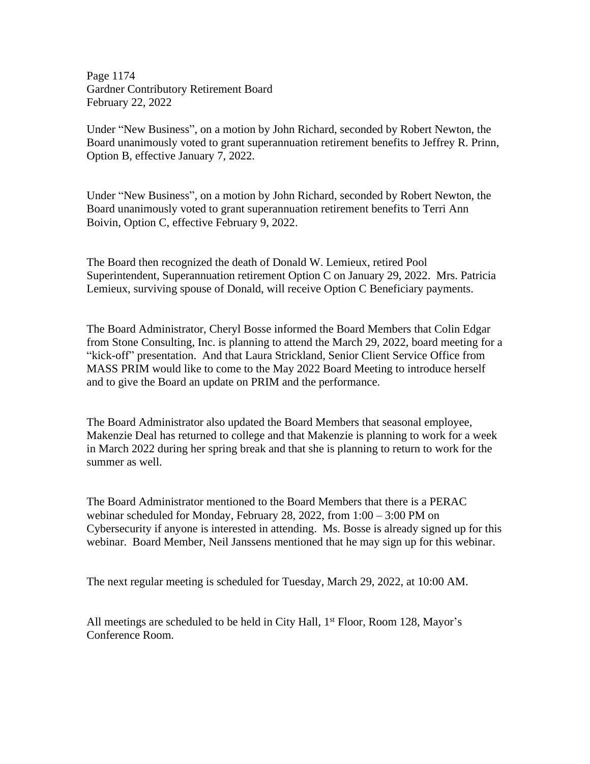Under "New Business", on a motion by John Richard, seconded by Robert Newton, the Board unanimously voted to grant superannuation retirement benefits to Jeffrey R. Prinn, Option B, effective January 7, 2022.

Under "New Business", on a motion by John Richard, seconded by Robert Newton, the Board unanimously voted to grant superannuation retirement benefits to Terri Ann Boivin, Option C, effective February 9, 2022.

The Board then recognized the death of Donald W. Lemieux, retired Pool Superintendent, Superannuation retirement Option C on January 29, 2022. Mrs. Patricia Lemieux, surviving spouse of Donald, will receive Option C Beneficiary payments.

The Board Administrator, Cheryl Bosse informed the Board Members that Colin Edgar from Stone Consulting, Inc. is planning to attend the March 29, 2022, board meeting for a "kick-off" presentation. And that Laura Strickland, Senior Client Service Office from MASS PRIM would like to come to the May 2022 Board Meeting to introduce herself and to give the Board an update on PRIM and the performance.

The Board Administrator also updated the Board Members that seasonal employee, Makenzie Deal has returned to college and that Makenzie is planning to work for a week in March 2022 during her spring break and that she is planning to return to work for the summer as well.

The Board Administrator mentioned to the Board Members that there is a PERAC webinar scheduled for Monday, February 28, 2022, from 1:00 – 3:00 PM on Cybersecurity if anyone is interested in attending. Ms. Bosse is already signed up for this webinar. Board Member, Neil Janssens mentioned that he may sign up for this webinar.

The next regular meeting is scheduled for Tuesday, March 29, 2022, at 10:00 AM.

All meetings are scheduled to be held in City Hall, 1st Floor, Room 128, Mayor's Conference Room.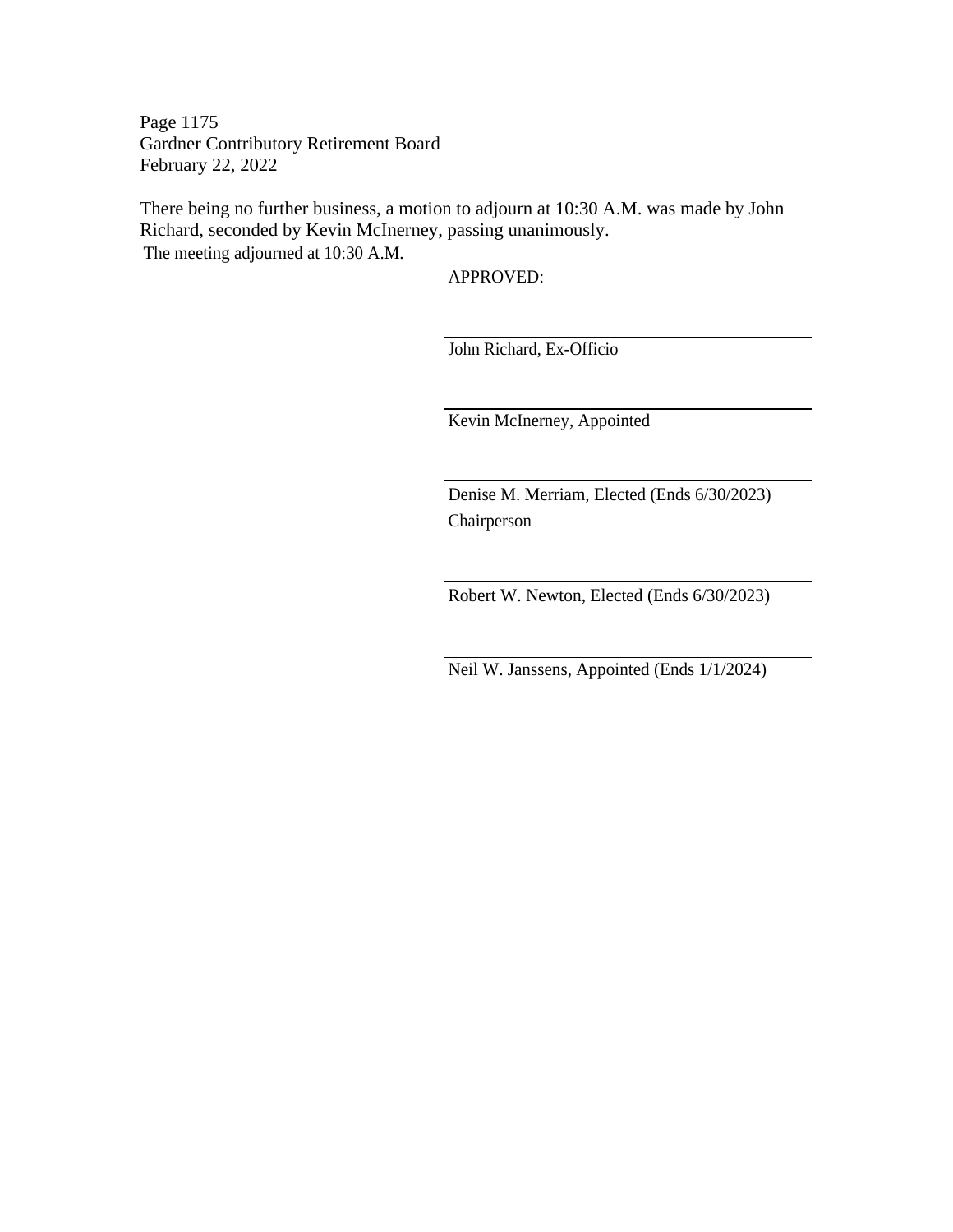There being no further business, a motion to adjourn at 10:30 A.M. was made by John Richard, seconded by Kevin McInerney, passing unanimously.

The meeting adjourned at 10:30 A.M.

APPROVED:

\_\_\_\_\_\_\_\_\_\_\_\_\_\_\_\_\_\_\_\_\_\_\_\_\_\_\_\_\_\_\_\_\_\_\_\_

John Richard, Ex-Officio

\_\_\_\_\_\_\_\_\_\_\_\_\_\_\_\_\_\_\_\_\_\_\_\_\_\_\_\_\_\_\_\_\_\_\_\_

Kevin McInerney, Appointed

\_\_\_\_\_\_\_\_\_\_\_\_\_\_\_\_\_\_\_\_\_\_\_\_\_\_\_\_\_\_\_\_\_\_\_\_

Denise M. Merriam, Elected (Ends 6/30/2023)
Chairperson

\_\_\_\_\_\_\_\_\_\_\_\_\_\_\_\_\_\_\_\_\_\_\_\_\_\_\_\_\_\_\_\_\_\_\_\_

Robert W. Newton, Elected (Ends 6/30/2023)

\_\_\_\_\_\_\_\_\_\_\_\_\_\_\_\_\_\_\_\_\_\_\_\_\_\_\_\_\_\_\_\_\_\_\_\_

Neil W. Janssens, Appointed (Ends 1/1/2024)